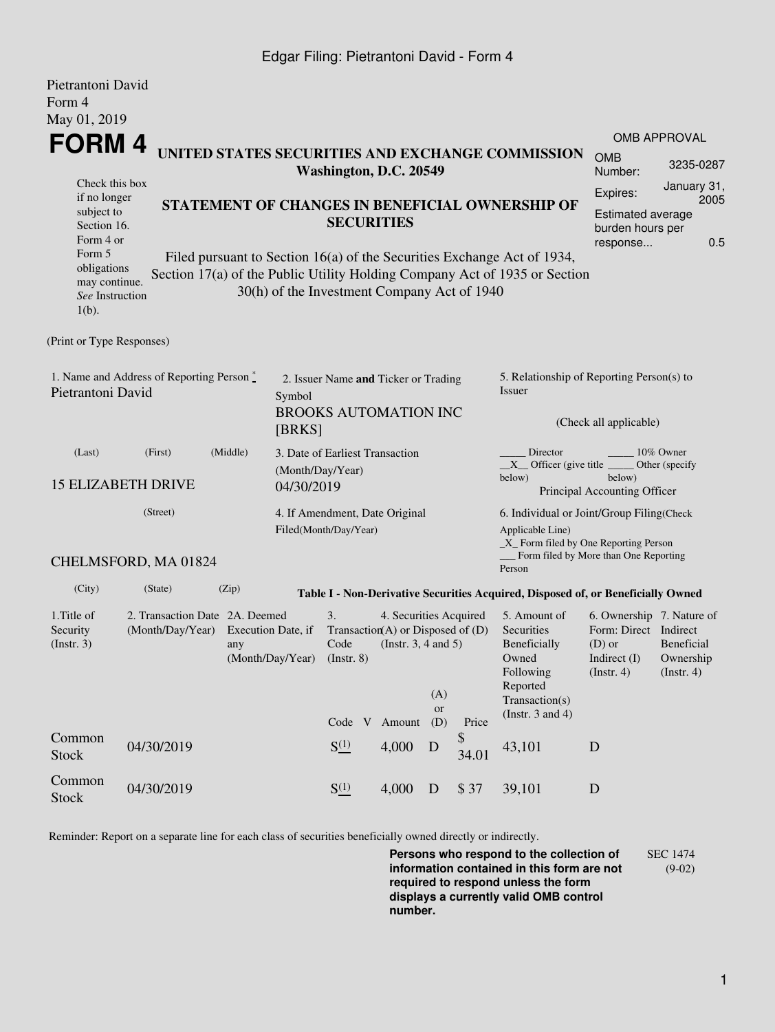Edgar Filing: Pietrantoni David - Form 4

Pietrantoni David
Form 4
May 01, 2019

# FORM 4

**UNITED STATES SECURITIES AND EXCHANGE COMMISSION**
**Washington, D.C. 20549**

| OMB APPROVAL | |
|---|---|
| OMB Number: | 3235-0287 |
| Expires: | January 31, 2005 |
| Estimated average burden hours per response... | 0.5 |

Check this box if no longer subject to Section 16. Form 4 or Form 5 obligations may continue. *See* Instruction 1(b).

**STATEMENT OF CHANGES IN BENEFICIAL OWNERSHIP OF SECURITIES**

Filed pursuant to Section 16(a) of the Securities Exchange Act of 1934, Section 17(a) of the Public Utility Holding Company Act of 1935 or Section 30(h) of the Investment Company Act of 1940

(Print or Type Responses)

1. Name and Address of Reporting Person *
Pietrantoni David

(Last) (First) (Middle)

15 ELIZABETH DRIVE

(Street)

CHELMSFORD, MA 01824

(City) (State) (Zip)

2. Issuer Name **and** Ticker or Trading Symbol
BROOKS AUTOMATION INC [BRKS]

3. Date of Earliest Transaction (Month/Day/Year)
04/30/2019

4. If Amendment, Date Original Filed(Month/Day/Year)

5. Relationship of Reporting Person(s) to Issuer

(Check all applicable)

_____ Director _____ 10% Owner
__X__ Officer (give title below) _____ Other (specify below)
Principal Accounting Officer

6. Individual or Joint/Group Filing(Check Applicable Line)
_X_ Form filed by One Reporting Person
___ Form filed by More than One Reporting Person

**Table I - Non-Derivative Securities Acquired, Disposed of, or Beneficially Owned**

| 1.Title of Security (Instr. 3) | 2. Transaction Date (Month/Day/Year) | 2A. Deemed Execution Date, if any (Month/Day/Year) | 3. Transaction Code (Instr. 8) | | 4. Securities Acquired (A) or Disposed of (D) (Instr. 3, 4 and 5) | | | 5. Amount of Securities Beneficially Owned Following Reported Transaction(s) (Instr. 3 and 4) | 6. Ownership Form: Direct (D) or Indirect (I) (Instr. 4) | 7. Nature of Indirect Beneficial Ownership (Instr. 4) |
|---|---|---|---|---|---|---|---|---|---|---|
| | | | Code | V | Amount | (A) or (D) | Price | | | |
| Common Stock | 04/30/2019 | | S (1) | | 4,000 | D | $ 34.01 | 43,101 | D | |
| Common Stock | 04/30/2019 | | S (1) | | 4,000 | D | $ 37 | 39,101 | D | |

Reminder: Report on a separate line for each class of securities beneficially owned directly or indirectly.

**Persons who respond to the collection of information contained in this form are not required to respond unless the form displays a currently valid OMB control number.**

SEC 1474 (9-02)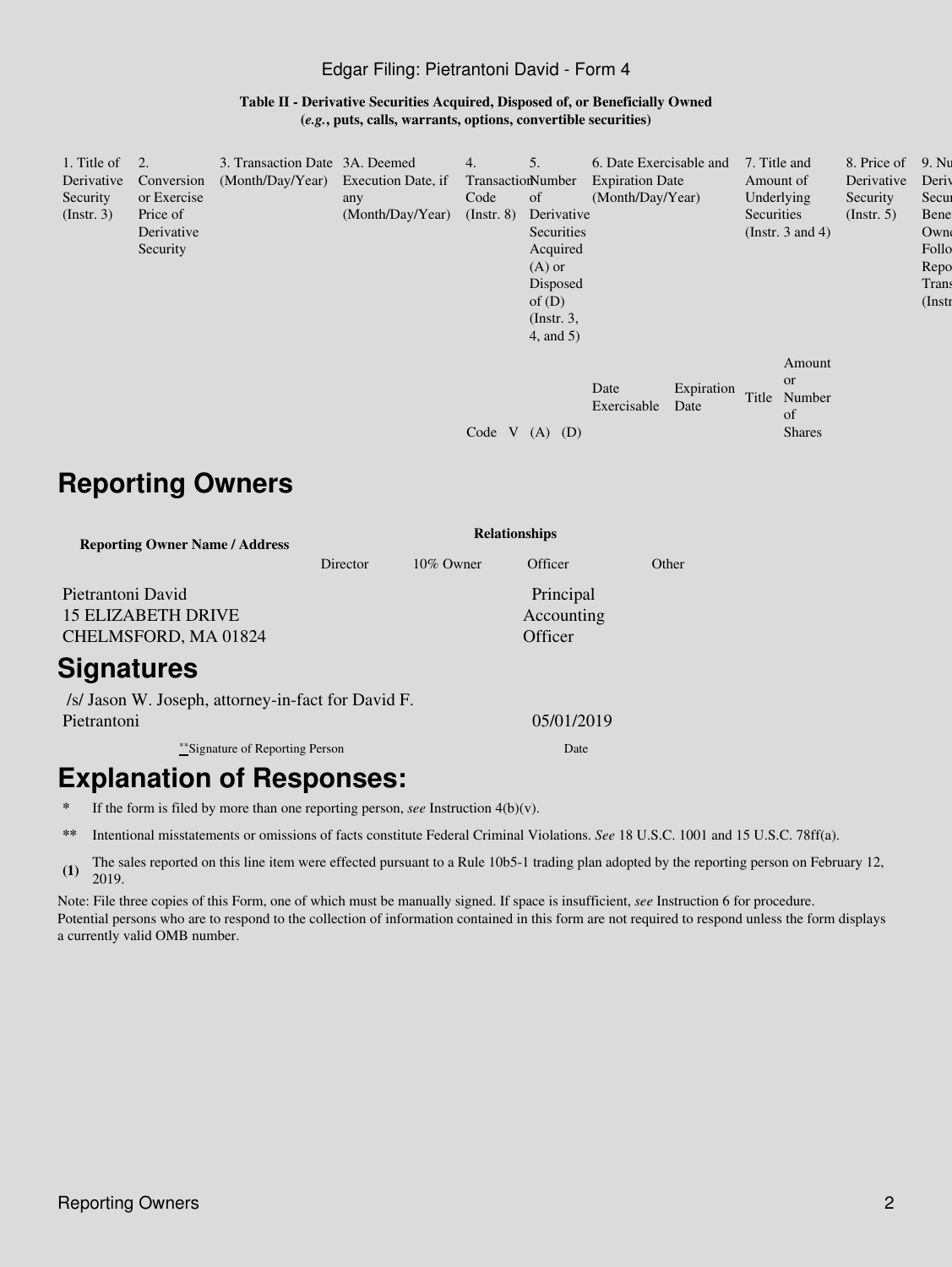Edgar Filing: Pietrantoni David - Form 4

**Table II - Derivative Securities Acquired, Disposed of, or Beneficially Owned**
**(*e.g.*, puts, calls, warrants, options, convertible securities)**

| 1. Title of Derivative Security (Instr. 3) | 2. Conversion or Exercise Price of Derivative Security | 3. Transaction Date (Month/Day/Year) | 3A. Deemed Execution Date, if any (Month/Day/Year) | 4. Transaction Code (Instr. 8) | | 5. Number of Derivative Securities Acquired (A) or Disposed of (D) (Instr. 3, 4, and 5) | | 6. Date Exercisable and Expiration Date (Month/Day/Year) | | 7. Title and Amount of Underlying Securities (Instr. 3 and 4) | | 8. Price of Derivative Security (Instr. 5) | 9. Nu Deriv Secur Bene Owne Follo Repo Trans (Instr |
|---|---|---|---|---|---|---|---|---|---|---|---|---|---|
| | | | | Code | V | (A) | (D) | Date Exercisable | Expiration Date | Title | Amount or Number of Shares | | |

## Reporting Owners

| Reporting Owner Name / Address | Relationships | | | |
|---|---|---|---|---|
| | Director | 10% Owner | Officer | Other |
| Pietrantoni David<br>15 ELIZABETH DRIVE<br>CHELMSFORD, MA 01824 | | | Principal Accounting Officer | |

## Signatures

| | |
|---|---|
| /s/ Jason W. Joseph, attorney-in-fact for David F. Pietrantoni | 05/01/2019 |
| **Signature of Reporting Person | Date |

## Explanation of Responses:

\* If the form is filed by more than one reporting person, *see* Instruction 4(b)(v).

\** Intentional misstatements or omissions of facts constitute Federal Criminal Violations. *See* 18 U.S.C. 1001 and 15 U.S.C. 78ff(a).

**(1)** The sales reported on this line item were effected pursuant to a Rule 10b5-1 trading plan adopted by the reporting person on February 12, 2019.

Note: File three copies of this Form, one of which must be manually signed. If space is insufficient, *see* Instruction 6 for procedure.
Potential persons who are to respond to the collection of information contained in this form are not required to respond unless the form displays a currently valid OMB number.